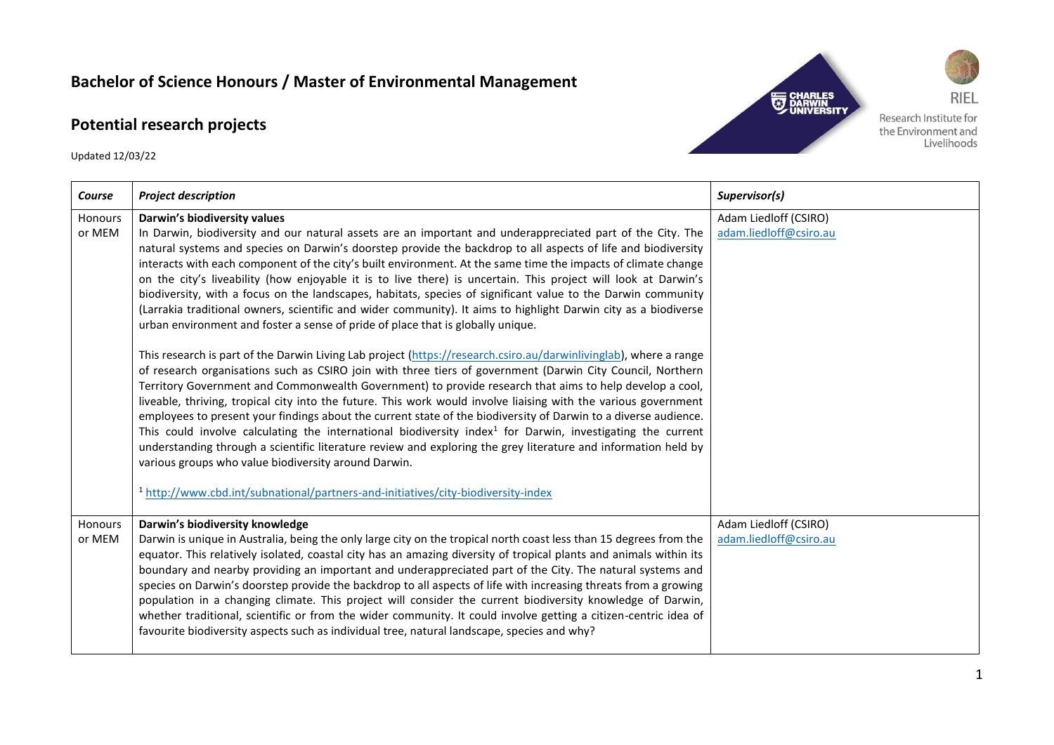# Bachelor of Science Honours / Master of Environmental Management

## Potential research projects

Updated 12/03/22

CHARLES DARWIN UNIVERSITY

RIEL
Research Institute for the Environment and Livelihoods

| *Course* | *Project description* | *Supervisor(s)* |
|---|---|---|
| Honours or MEM | **Darwin's biodiversity values**<br>In Darwin, biodiversity and our natural assets are an important and underappreciated part of the City. The natural systems and species on Darwin's doorstep provide the backdrop to all aspects of life and biodiversity interacts with each component of the city's built environment. At the same time the impacts of climate change on the city's liveability (how enjoyable it is to live there) is uncertain. This project will look at Darwin's biodiversity, with a focus on the landscapes, habitats, species of significant value to the Darwin community (Larrakia traditional owners, scientific and wider community). It aims to highlight Darwin city as a biodiverse urban environment and foster a sense of pride of place that is globally unique.<br><br>This research is part of the Darwin Living Lab project (https://research.csiro.au/darwinlivinglab), where a range of research organisations such as CSIRO join with three tiers of government (Darwin City Council, Northern Territory Government and Commonwealth Government) to provide research that aims to help develop a cool, liveable, thriving, tropical city into the future. This work would involve liaising with the various government employees to present your findings about the current state of the biodiversity of Darwin to a diverse audience. This could involve calculating the international biodiversity index[1] for Darwin, investigating the current understanding through a scientific literature review and exploring the grey literature and information held by various groups who value biodiversity around Darwin.<br><br>[1] http://www.cbd.int/subnational/partners-and-initiatives/city-biodiversity-index | Adam Liedloff (CSIRO)<br>adam.liedloff@csiro.au |
| Honours or MEM | **Darwin's biodiversity knowledge**<br>Darwin is unique in Australia, being the only large city on the tropical north coast less than 15 degrees from the equator. This relatively isolated, coastal city has an amazing diversity of tropical plants and animals within its boundary and nearby providing an important and underappreciated part of the City. The natural systems and species on Darwin's doorstep provide the backdrop to all aspects of life with increasing threats from a growing population in a changing climate. This project will consider the current biodiversity knowledge of Darwin, whether traditional, scientific or from the wider community. It could involve getting a citizen-centric idea of favourite biodiversity aspects such as individual tree, natural landscape, species and why? | Adam Liedloff (CSIRO)<br>adam.liedloff@csiro.au |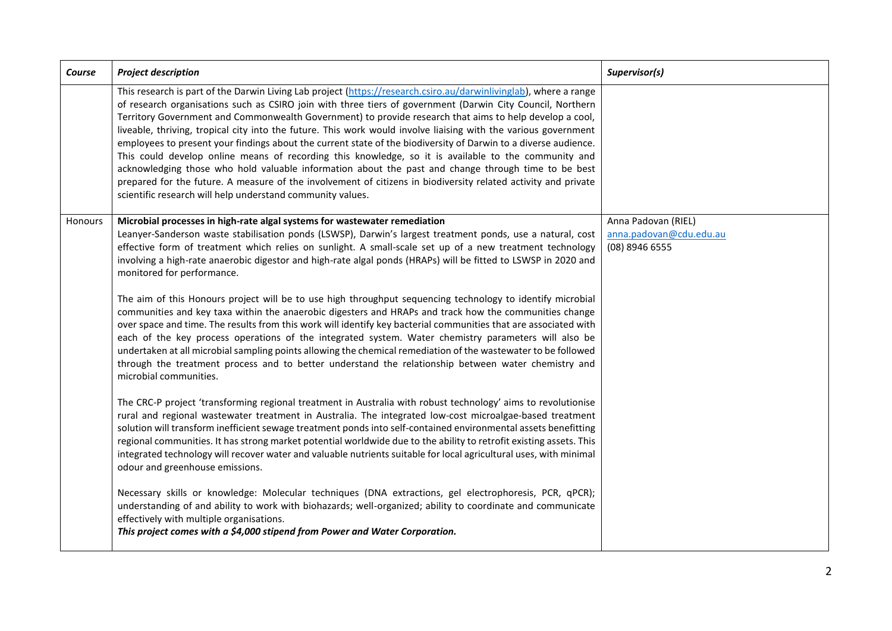| Course | Project description | Supervisor(s) |
|---|---|---|
| | This research is part of the Darwin Living Lab project ([https://research.csiro.au/darwinlivinglab](https://research.csiro.au/darwinlivinglab)), where a range of research organisations such as CSIRO join with three tiers of government (Darwin City Council, Northern Territory Government and Commonwealth Government) to provide research that aims to help develop a cool, liveable, thriving, tropical city into the future. This work would involve liaising with the various government employees to present your findings about the current state of the biodiversity of Darwin to a diverse audience. This could develop online means of recording this knowledge, so it is available to the community and acknowledging those who hold valuable information about the past and change through time to be best prepared for the future. A measure of the involvement of citizens in biodiversity related activity and private scientific research will help understand community values. | |
| Honours | **Microbial processes in high-rate algal systems for wastewater remediation**<br>Leanyer-Sanderson waste stabilisation ponds (LSWSP), Darwin's largest treatment ponds, use a natural, cost effective form of treatment which relies on sunlight. A small-scale set up of a new treatment technology involving a high-rate anaerobic digestor and high-rate algal ponds (HRAPs) will be fitted to LSWSP in 2020 and monitored for performance.<br><br>The aim of this Honours project will be to use high throughput sequencing technology to identify microbial communities and key taxa within the anaerobic digesters and HRAPs and track how the communities change over space and time. The results from this work will identify key bacterial communities that are associated with each of the key process operations of the integrated system. Water chemistry parameters will also be undertaken at all microbial sampling points allowing the chemical remediation of the wastewater to be followed through the treatment process and to better understand the relationship between water chemistry and microbial communities.<br><br>The CRC-P project 'transforming regional treatment in Australia with robust technology' aims to revolutionise rural and regional wastewater treatment in Australia. The integrated low-cost microalgae-based treatment solution will transform inefficient sewage treatment ponds into self-contained environmental assets benefitting regional communities. It has strong market potential worldwide due to the ability to retrofit existing assets. This integrated technology will recover water and valuable nutrients suitable for local agricultural uses, with minimal odour and greenhouse emissions.<br><br>Necessary skills or knowledge: Molecular techniques (DNA extractions, gel electrophoresis, PCR, qPCR); understanding of and ability to work with biohazards; well-organized; ability to coordinate and communicate effectively with multiple organisations.<br>***This project comes with a $4,000 stipend from Power and Water Corporation.*** | Anna Padovan (RIEL)<br>[anna.padovan@cdu.edu.au](mailto:anna.padovan@cdu.edu.au)<br>(08) 8946 6555 |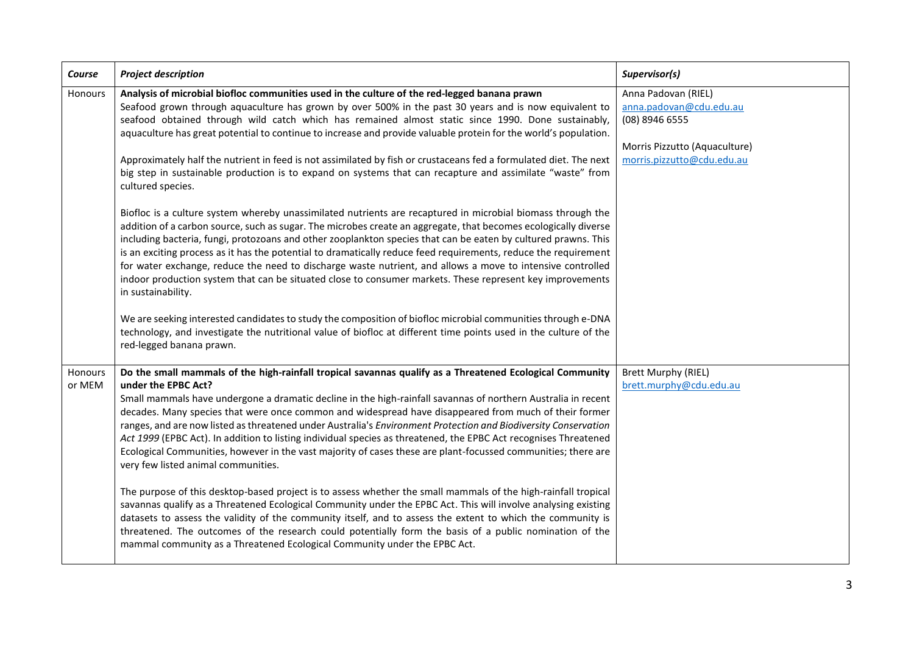| *Course* | *Project description* | *Supervisor(s)* |
|---|---|---|
| Honours | **Analysis of microbial biofloc communities used in the culture of the red-legged banana prawn**<br>Seafood grown through aquaculture has grown by over 500% in the past 30 years and is now equivalent to seafood obtained through wild catch which has remained almost static since 1990. Done sustainably, aquaculture has great potential to continue to increase and provide valuable protein for the world's population.<br><br>Approximately half the nutrient in feed is not assimilated by fish or crustaceans fed a formulated diet. The next big step in sustainable production is to expand on systems that can recapture and assimilate "waste" from cultured species.<br><br>Biofloc is a culture system whereby unassimilated nutrients are recaptured in microbial biomass through the addition of a carbon source, such as sugar. The microbes create an aggregate, that becomes ecologically diverse including bacteria, fungi, protozoans and other zooplankton species that can be eaten by cultured prawns. This is an exciting process as it has the potential to dramatically reduce feed requirements, reduce the requirement for water exchange, reduce the need to discharge waste nutrient, and allows a move to intensive controlled indoor production system that can be situated close to consumer markets. These represent key improvements in sustainability.<br><br>We are seeking interested candidates to study the composition of biofloc microbial communities through e-DNA technology, and investigate the nutritional value of biofloc at different time points used in the culture of the red-legged banana prawn. | Anna Padovan (RIEL)<br>anna.padovan@cdu.edu.au<br>(08) 8946 6555<br><br>Morris Pizzutto (Aquaculture)<br>morris.pizzutto@cdu.edu.au |
| Honours or MEM | **Do the small mammals of the high-rainfall tropical savannas qualify as a Threatened Ecological Community under the EPBC Act?**<br>Small mammals have undergone a dramatic decline in the high-rainfall savannas of northern Australia in recent decades. Many species that were once common and widespread have disappeared from much of their former ranges, and are now listed as threatened under Australia's *Environment Protection and Biodiversity Conservation Act 1999* (EPBC Act). In addition to listing individual species as threatened, the EPBC Act recognises Threatened Ecological Communities, however in the vast majority of cases these are plant-focussed communities; there are very few listed animal communities.<br><br>The purpose of this desktop-based project is to assess whether the small mammals of the high-rainfall tropical savannas qualify as a Threatened Ecological Community under the EPBC Act. This will involve analysing existing datasets to assess the validity of the community itself, and to assess the extent to which the community is threatened. The outcomes of the research could potentially form the basis of a public nomination of the mammal community as a Threatened Ecological Community under the EPBC Act. | Brett Murphy (RIEL)<br>brett.murphy@cdu.edu.au |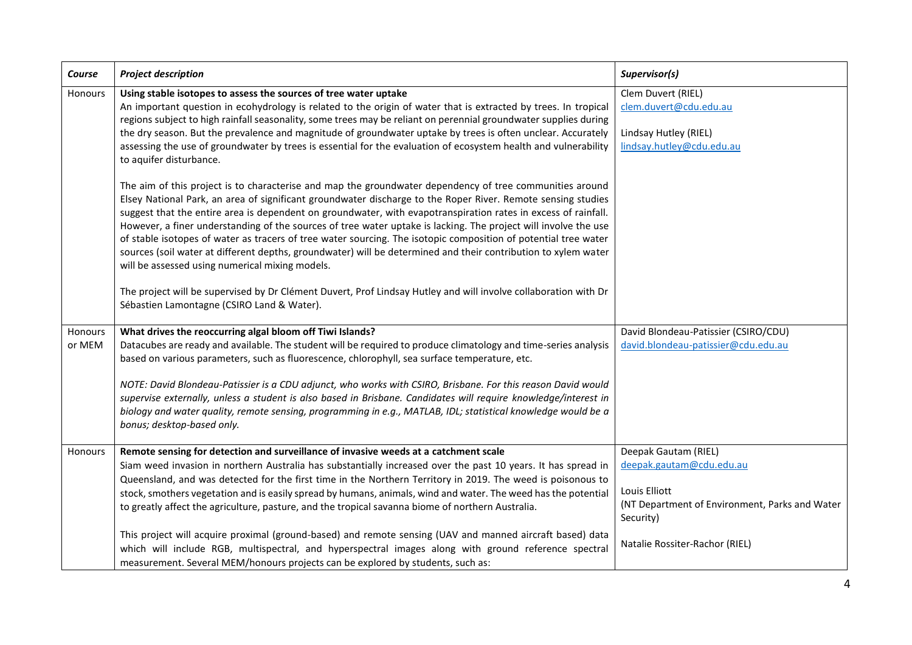| *Course* | *Project description* | *Supervisor(s)* |
|---|---|---|
| Honours | **Using stable isotopes to assess the sources of tree water uptake**<br>An important question in ecohydrology is related to the origin of water that is extracted by trees. In tropical regions subject to high rainfall seasonality, some trees may be reliant on perennial groundwater supplies during the dry season. But the prevalence and magnitude of groundwater uptake by trees is often unclear. Accurately assessing the use of groundwater by trees is essential for the evaluation of ecosystem health and vulnerability to aquifer disturbance.<br><br>The aim of this project is to characterise and map the groundwater dependency of tree communities around Elsey National Park, an area of significant groundwater discharge to the Roper River. Remote sensing studies suggest that the entire area is dependent on groundwater, with evapotranspiration rates in excess of rainfall. However, a finer understanding of the sources of tree water uptake is lacking. The project will involve the use of stable isotopes of water as tracers of tree water sourcing. The isotopic composition of potential tree water sources (soil water at different depths, groundwater) will be determined and their contribution to xylem water will be assessed using numerical mixing models.<br><br>The project will be supervised by Dr Clément Duvert, Prof Lindsay Hutley and will involve collaboration with Dr Sébastien Lamontagne (CSIRO Land & Water). | Clem Duvert (RIEL)<br>clem.duvert@cdu.edu.au<br><br>Lindsay Hutley (RIEL)<br>lindsay.hutley@cdu.edu.au |
| Honours or MEM | **What drives the reoccurring algal bloom off Tiwi Islands?**<br>Datacubes are ready and available. The student will be required to produce climatology and time-series analysis based on various parameters, such as fluorescence, chlorophyll, sea surface temperature, etc.<br><br>*NOTE: David Blondeau-Patissier is a CDU adjunct, who works with CSIRO, Brisbane. For this reason David would supervise externally, unless a student is also based in Brisbane. Candidates will require knowledge/interest in biology and water quality, remote sensing, programming in e.g., MATLAB, IDL; statistical knowledge would be a bonus; desktop-based only.* | David Blondeau-Patissier (CSIRO/CDU)<br>david.blondeau-patissier@cdu.edu.au |
| Honours | **Remote sensing for detection and surveillance of invasive weeds at a catchment scale**<br>Siam weed invasion in northern Australia has substantially increased over the past 10 years. It has spread in Queensland, and was detected for the first time in the Northern Territory in 2019. The weed is poisonous to stock, smothers vegetation and is easily spread by humans, animals, wind and water. The weed has the potential to greatly affect the agriculture, pasture, and the tropical savanna biome of northern Australia.<br><br>This project will acquire proximal (ground-based) and remote sensing (UAV and manned aircraft based) data which will include RGB, multispectral, and hyperspectral images along with ground reference spectral measurement. Several MEM/honours projects can be explored by students, such as: | Deepak Gautam (RIEL)<br>deepak.gautam@cdu.edu.au<br><br>Louis Elliott<br>(NT Department of Environment, Parks and Water Security)<br><br>Natalie Rossiter-Rachor (RIEL) |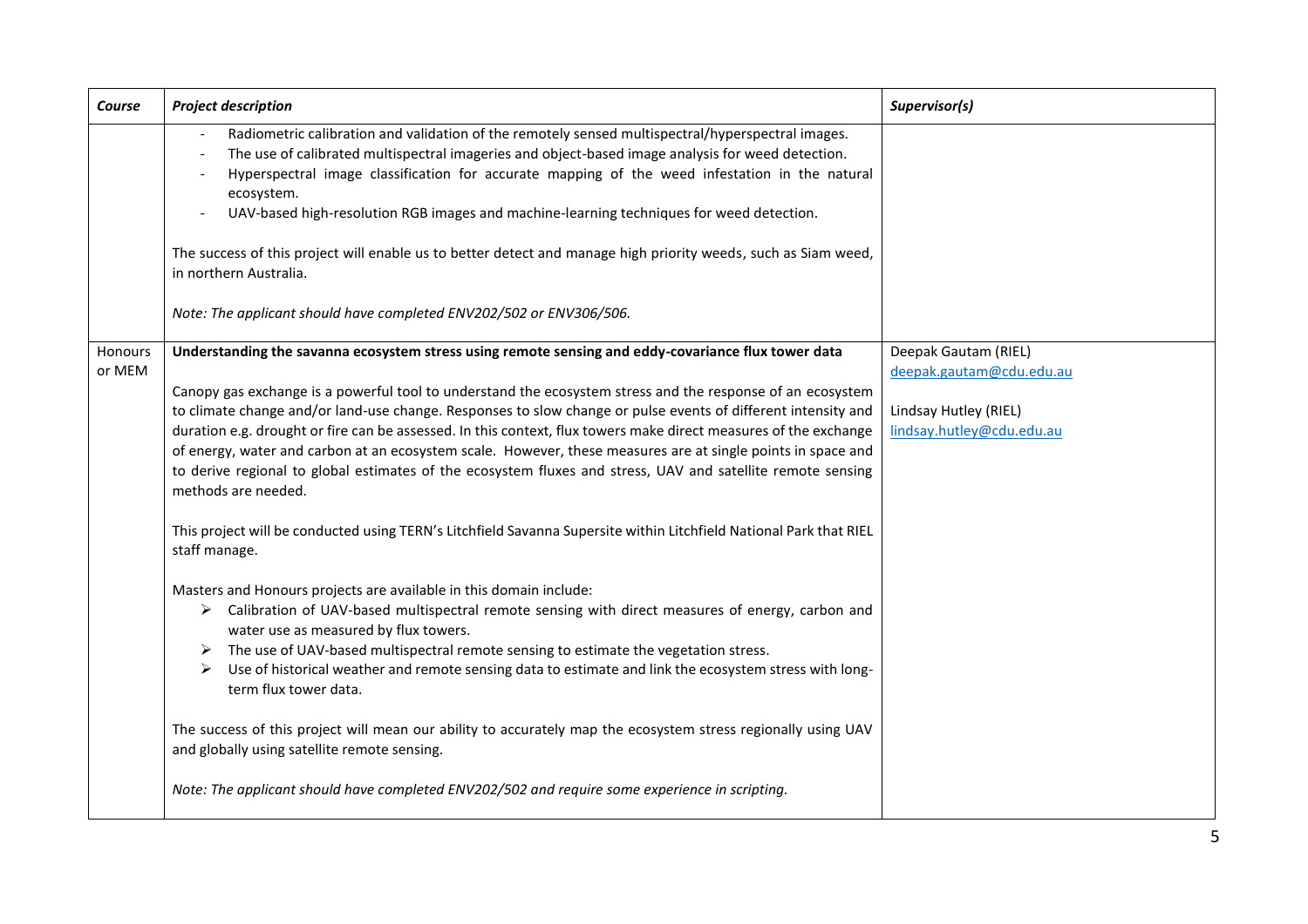| *Course* | *Project description* | *Supervisor(s)* |
|---|---|---|
| | - Radiometric calibration and validation of the remotely sensed multispectral/hyperspectral images.<br>- The use of calibrated multispectral imageries and object-based image analysis for weed detection.<br>- Hyperspectral image classification for accurate mapping of the weed infestation in the natural ecosystem.<br>- UAV-based high-resolution RGB images and machine-learning techniques for weed detection.<br><br>The success of this project will enable us to better detect and manage high priority weeds, such as Siam weed, in northern Australia.<br><br>*Note: The applicant should have completed ENV202/502 or ENV306/506.* | |
| Honours or MEM | **Understanding the savanna ecosystem stress using remote sensing and eddy-covariance flux tower data**<br><br>Canopy gas exchange is a powerful tool to understand the ecosystem stress and the response of an ecosystem to climate change and/or land-use change. Responses to slow change or pulse events of different intensity and duration e.g. drought or fire can be assessed. In this context, flux towers make direct measures of the exchange of energy, water and carbon at an ecosystem scale. However, these measures are at single points in space and to derive regional to global estimates of the ecosystem fluxes and stress, UAV and satellite remote sensing methods are needed.<br><br>This project will be conducted using TERN's Litchfield Savanna Supersite within Litchfield National Park that RIEL staff manage.<br><br>Masters and Honours projects are available in this domain include:<br>➢ Calibration of UAV-based multispectral remote sensing with direct measures of energy, carbon and water use as measured by flux towers.<br>➢ The use of UAV-based multispectral remote sensing to estimate the vegetation stress.<br>➢ Use of historical weather and remote sensing data to estimate and link the ecosystem stress with long-term flux tower data.<br><br>The success of this project will mean our ability to accurately map the ecosystem stress regionally using UAV and globally using satellite remote sensing.<br><br>*Note: The applicant should have completed ENV202/502 and require some experience in scripting.* | Deepak Gautam (RIEL)<br>deepak.gautam@cdu.edu.au<br><br>Lindsay Hutley (RIEL)<br>lindsay.hutley@cdu.edu.au |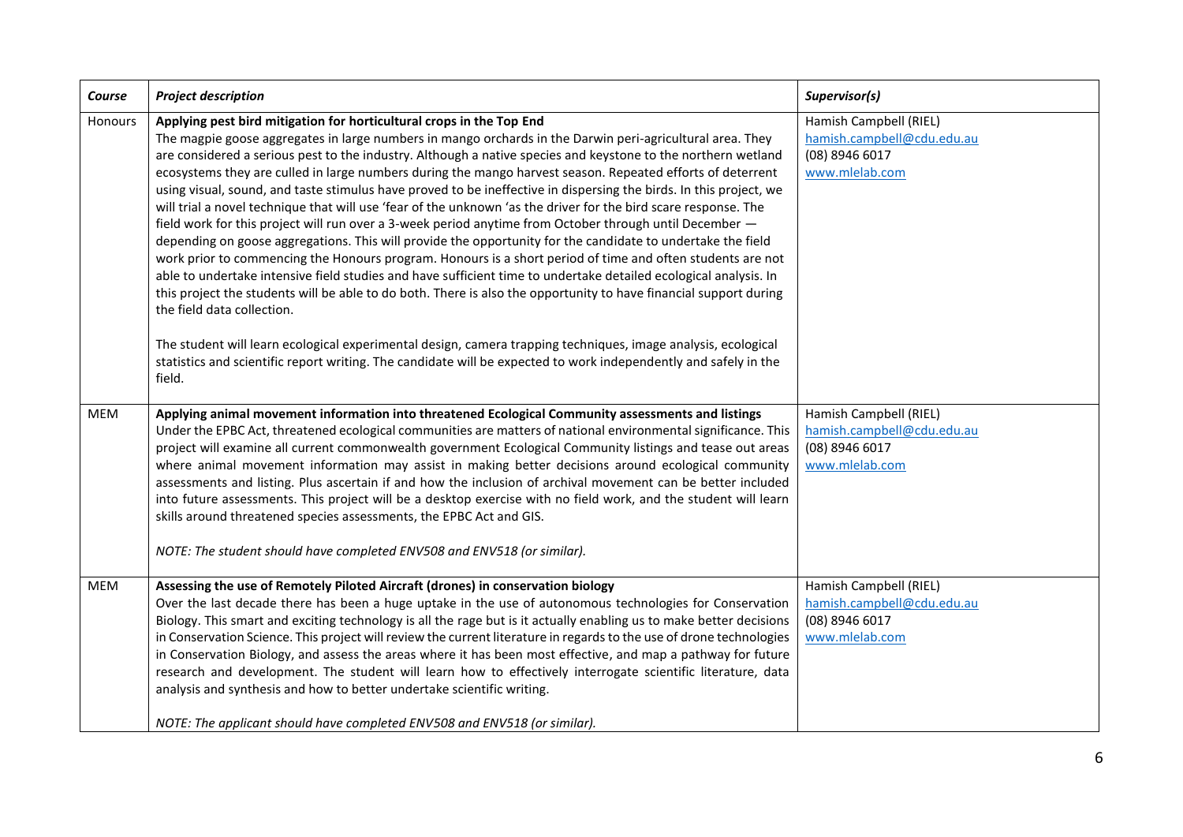| *Course* | *Project description* | *Supervisor(s)* |
| --- | --- | --- |
| Honours | **Applying pest bird mitigation for horticultural crops in the Top End**<br>The magpie goose aggregates in large numbers in mango orchards in the Darwin peri-agricultural area. They are considered a serious pest to the industry. Although a native species and keystone to the northern wetland ecosystems they are culled in large numbers during the mango harvest season. Repeated efforts of deterrent using visual, sound, and taste stimulus have proved to be ineffective in dispersing the birds. In this project, we will trial a novel technique that will use 'fear of the unknown 'as the driver for the bird scare response. The field work for this project will run over a 3-week period anytime from October through until December — depending on goose aggregations. This will provide the opportunity for the candidate to undertake the field work prior to commencing the Honours program. Honours is a short period of time and often students are not able to undertake intensive field studies and have sufficient time to undertake detailed ecological analysis. In this project the students will be able to do both. There is also the opportunity to have financial support during the field data collection.<br><br>The student will learn ecological experimental design, camera trapping techniques, image analysis, ecological statistics and scientific report writing. The candidate will be expected to work independently and safely in the field. | Hamish Campbell (RIEL)<br>hamish.campbell@cdu.edu.au<br>(08) 8946 6017<br>www.mlelab.com |
| MEM | **Applying animal movement information into threatened Ecological Community assessments and listings**<br>Under the EPBC Act, threatened ecological communities are matters of national environmental significance. This project will examine all current commonwealth government Ecological Community listings and tease out areas where animal movement information may assist in making better decisions around ecological community assessments and listing. Plus ascertain if and how the inclusion of archival movement can be better included into future assessments. This project will be a desktop exercise with no field work, and the student will learn skills around threatened species assessments, the EPBC Act and GIS.<br><br>*NOTE: The student should have completed ENV508 and ENV518 (or similar).* | Hamish Campbell (RIEL)<br>hamish.campbell@cdu.edu.au<br>(08) 8946 6017<br>www.mlelab.com |
| MEM | **Assessing the use of Remotely Piloted Aircraft (drones) in conservation biology**<br>Over the last decade there has been a huge uptake in the use of autonomous technologies for Conservation Biology. This smart and exciting technology is all the rage but is it actually enabling us to make better decisions in Conservation Science. This project will review the current literature in regards to the use of drone technologies in Conservation Biology, and assess the areas where it has been most effective, and map a pathway for future research and development. The student will learn how to effectively interrogate scientific literature, data analysis and synthesis and how to better undertake scientific writing.<br><br>*NOTE: The applicant should have completed ENV508 and ENV518 (or similar).* | Hamish Campbell (RIEL)<br>hamish.campbell@cdu.edu.au<br>(08) 8946 6017<br>www.mlelab.com |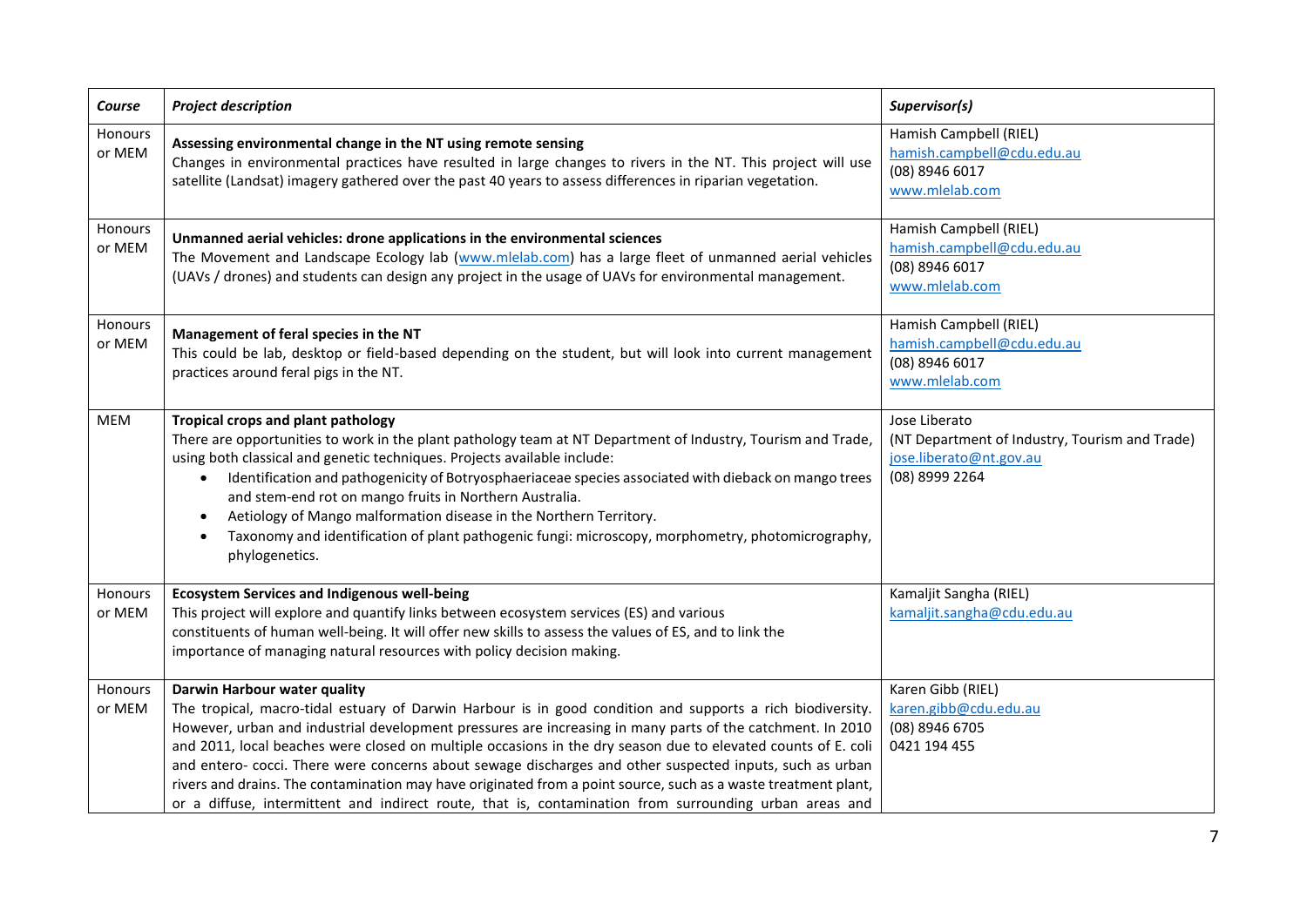| *Course* | *Project description* | *Supervisor(s)* |
| --- | --- | --- |
| Honours or MEM | **Assessing environmental change in the NT using remote sensing**<br>Changes in environmental practices have resulted in large changes to rivers in the NT. This project will use satellite (Landsat) imagery gathered over the past 40 years to assess differences in riparian vegetation. | Hamish Campbell (RIEL)<br>hamish.campbell@cdu.edu.au<br>(08) 8946 6017<br>www.mlelab.com |
| Honours or MEM | **Unmanned aerial vehicles: drone applications in the environmental sciences**<br>The Movement and Landscape Ecology lab (www.mlelab.com) has a large fleet of unmanned aerial vehicles (UAVs / drones) and students can design any project in the usage of UAVs for environmental management. | Hamish Campbell (RIEL)<br>hamish.campbell@cdu.edu.au<br>(08) 8946 6017<br>www.mlelab.com |
| Honours or MEM | **Management of feral species in the NT**<br>This could be lab, desktop or field-based depending on the student, but will look into current management practices around feral pigs in the NT. | Hamish Campbell (RIEL)<br>hamish.campbell@cdu.edu.au<br>(08) 8946 6017<br>www.mlelab.com |
| MEM | **Tropical crops and plant pathology**<br>There are opportunities to work in the plant pathology team at NT Department of Industry, Tourism and Trade, using both classical and genetic techniques. Projects available include:<br>• Identification and pathogenicity of Botryosphaeriaceae species associated with dieback on mango trees and stem-end rot on mango fruits in Northern Australia.<br>• Aetiology of Mango malformation disease in the Northern Territory.<br>• Taxonomy and identification of plant pathogenic fungi: microscopy, morphometry, photomicrography, phylogenetics. | Jose Liberato<br>(NT Department of Industry, Tourism and Trade)<br>jose.liberato@nt.gov.au<br>(08) 8999 2264 |
| Honours or MEM | **Ecosystem Services and Indigenous well-being**<br>This project will explore and quantify links between ecosystem services (ES) and various constituents of human well-being. It will offer new skills to assess the values of ES, and to link the importance of managing natural resources with policy decision making. | Kamaljit Sangha (RIEL)<br>kamaljit.sangha@cdu.edu.au |
| Honours or MEM | **Darwin Harbour water quality**<br>The tropical, macro-tidal estuary of Darwin Harbour is in good condition and supports a rich biodiversity. However, urban and industrial development pressures are increasing in many parts of the catchment. In 2010 and 2011, local beaches were closed on multiple occasions in the dry season due to elevated counts of E. coli and entero- cocci. There were concerns about sewage discharges and other suspected inputs, such as urban rivers and drains. The contamination may have originated from a point source, such as a waste treatment plant, or a diffuse, intermittent and indirect route, that is, contamination from surrounding urban areas and | Karen Gibb (RIEL)<br>karen.gibb@cdu.edu.au<br>(08) 8946 6705<br>0421 194 455 |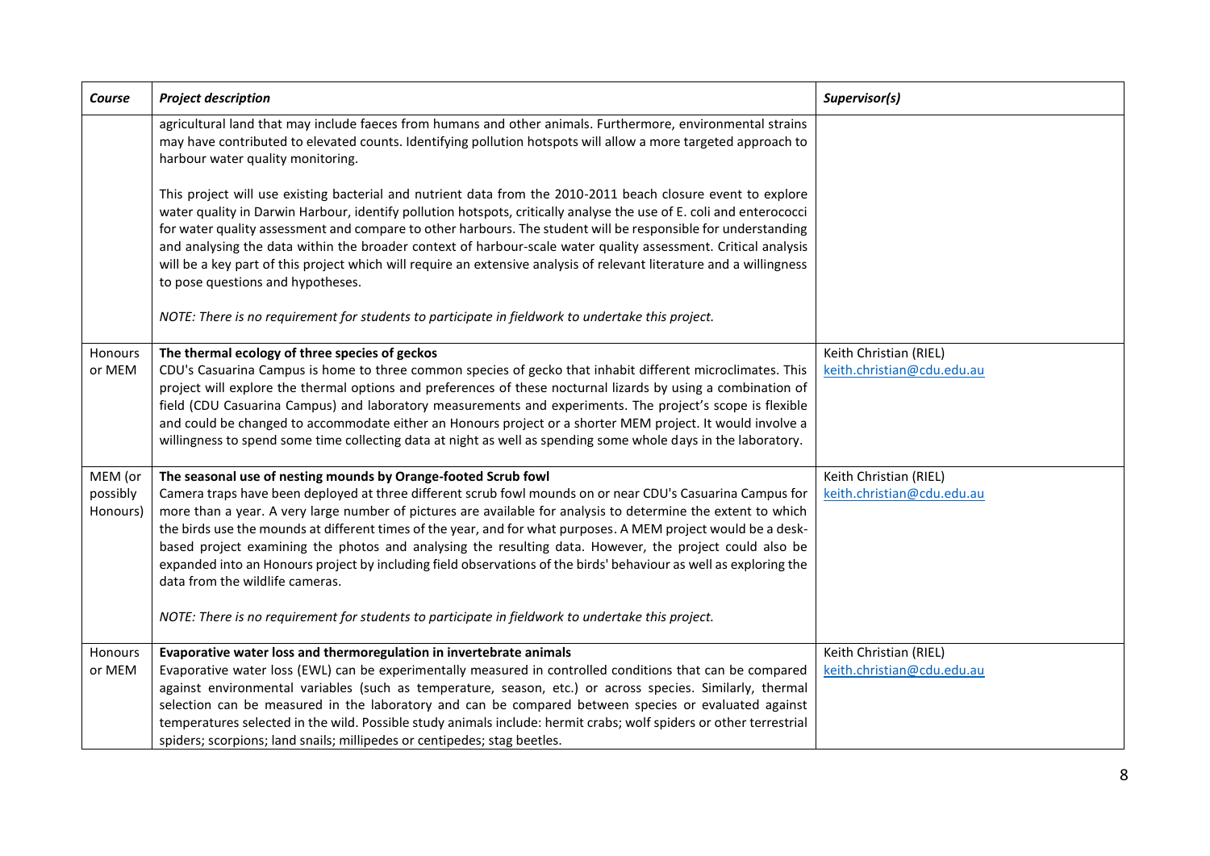| *Course* | *Project description* | *Supervisor(s)* |
|---|---|---|
| | agricultural land that may include faeces from humans and other animals. Furthermore, environmental strains may have contributed to elevated counts. Identifying pollution hotspots will allow a more targeted approach to harbour water quality monitoring.<br><br>This project will use existing bacterial and nutrient data from the 2010-2011 beach closure event to explore water quality in Darwin Harbour, identify pollution hotspots, critically analyse the use of E. coli and enterococci for water quality assessment and compare to other harbours. The student will be responsible for understanding and analysing the data within the broader context of harbour-scale water quality assessment. Critical analysis will be a key part of this project which will require an extensive analysis of relevant literature and a willingness to pose questions and hypotheses.<br><br>*NOTE: There is no requirement for students to participate in fieldwork to undertake this project.* | |
| Honours or MEM | **The thermal ecology of three species of geckos**<br>CDU's Casuarina Campus is home to three common species of gecko that inhabit different microclimates. This project will explore the thermal options and preferences of these nocturnal lizards by using a combination of field (CDU Casuarina Campus) and laboratory measurements and experiments. The project's scope is flexible and could be changed to accommodate either an Honours project or a shorter MEM project. It would involve a willingness to spend some time collecting data at night as well as spending some whole days in the laboratory. | Keith Christian (RIEL)<br>keith.christian@cdu.edu.au |
| MEM (or possibly Honours) | **The seasonal use of nesting mounds by Orange-footed Scrub fowl**<br>Camera traps have been deployed at three different scrub fowl mounds on or near CDU's Casuarina Campus for more than a year. A very large number of pictures are available for analysis to determine the extent to which the birds use the mounds at different times of the year, and for what purposes. A MEM project would be a desk-based project examining the photos and analysing the resulting data. However, the project could also be expanded into an Honours project by including field observations of the birds' behaviour as well as exploring the data from the wildlife cameras.<br><br>*NOTE: There is no requirement for students to participate in fieldwork to undertake this project.* | Keith Christian (RIEL)<br>keith.christian@cdu.edu.au |
| Honours or MEM | **Evaporative water loss and thermoregulation in invertebrate animals**<br>Evaporative water loss (EWL) can be experimentally measured in controlled conditions that can be compared against environmental variables (such as temperature, season, etc.) or across species. Similarly, thermal selection can be measured in the laboratory and can be compared between species or evaluated against temperatures selected in the wild. Possible study animals include: hermit crabs; wolf spiders or other terrestrial spiders; scorpions; land snails; millipedes or centipedes; stag beetles. | Keith Christian (RIEL)<br>keith.christian@cdu.edu.au |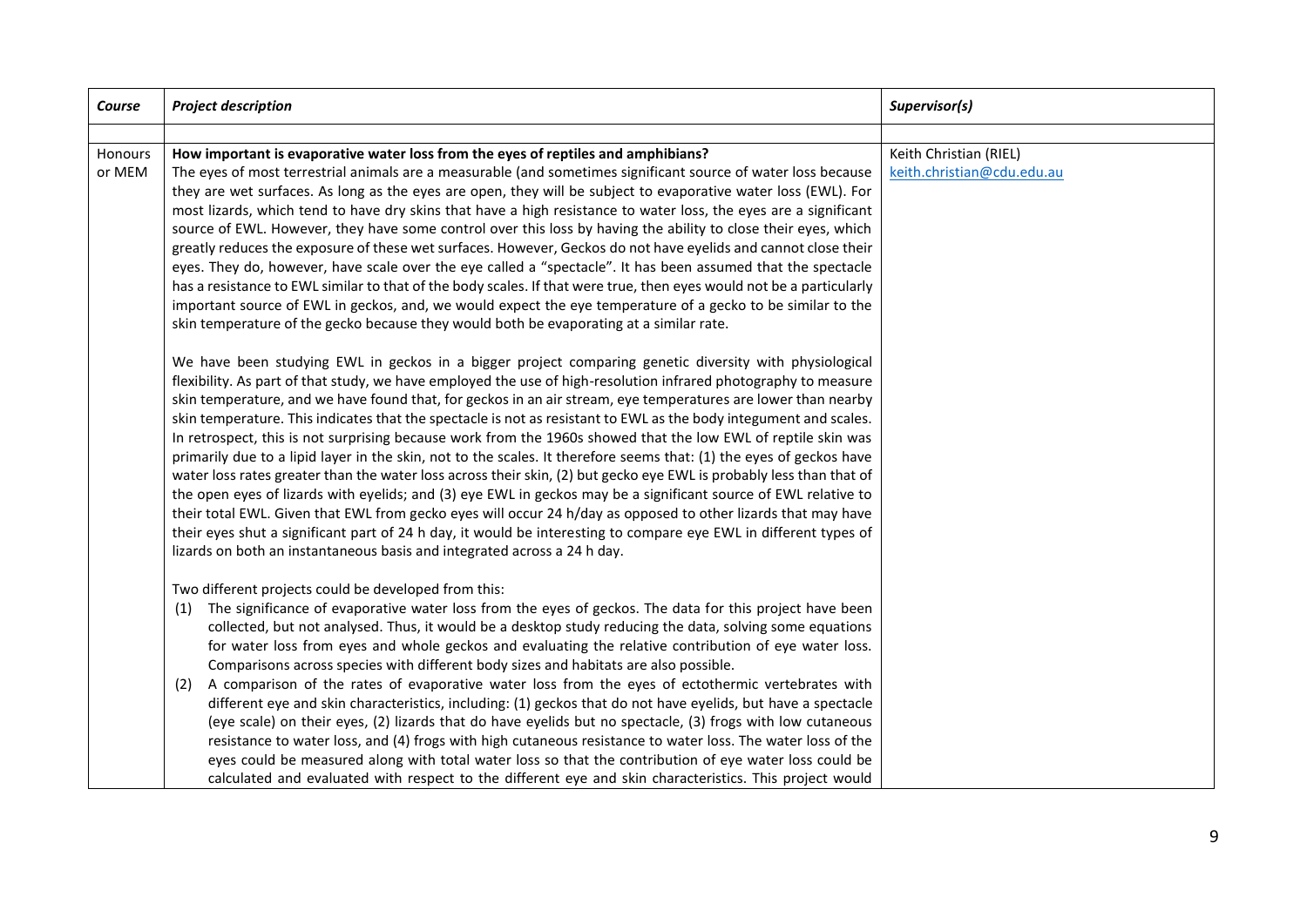| *Course* | *Project description* | *Supervisor(s)* |
|---|---|---|
| | | |
| Honours or MEM | **How important is evaporative water loss from the eyes of reptiles and amphibians?**<br>The eyes of most terrestrial animals are a measurable (and sometimes significant source of water loss because they are wet surfaces. As long as the eyes are open, they will be subject to evaporative water loss (EWL). For most lizards, which tend to have dry skins that have a high resistance to water loss, the eyes are a significant source of EWL. However, they have some control over this loss by having the ability to close their eyes, which greatly reduces the exposure of these wet surfaces. However, Geckos do not have eyelids and cannot close their eyes. They do, however, have scale over the eye called a "spectacle". It has been assumed that the spectacle has a resistance to EWL similar to that of the body scales. If that were true, then eyes would not be a particularly important source of EWL in geckos, and, we would expect the eye temperature of a gecko to be similar to the skin temperature of the gecko because they would both be evaporating at a similar rate.<br><br>We have been studying EWL in geckos in a bigger project comparing genetic diversity with physiological flexibility. As part of that study, we have employed the use of high-resolution infrared photography to measure skin temperature, and we have found that, for geckos in an air stream, eye temperatures are lower than nearby skin temperature. This indicates that the spectacle is not as resistant to EWL as the body integument and scales. In retrospect, this is not surprising because work from the 1960s showed that the low EWL of reptile skin was primarily due to a lipid layer in the skin, not to the scales. It therefore seems that: (1) the eyes of geckos have water loss rates greater than the water loss across their skin, (2) but gecko eye EWL is probably less than that of the open eyes of lizards with eyelids; and (3) eye EWL in geckos may be a significant source of EWL relative to their total EWL. Given that EWL from gecko eyes will occur 24 h/day as opposed to other lizards that may have their eyes shut a significant part of 24 h day, it would be interesting to compare eye EWL in different types of lizards on both an instantaneous basis and integrated across a 24 h day.<br><br>Two different projects could be developed from this:<br>(1) The significance of evaporative water loss from the eyes of geckos. The data for this project have been collected, but not analysed. Thus, it would be a desktop study reducing the data, solving some equations for water loss from eyes and whole geckos and evaluating the relative contribution of eye water loss. Comparisons across species with different body sizes and habitats are also possible.<br>(2) A comparison of the rates of evaporative water loss from the eyes of ectothermic vertebrates with different eye and skin characteristics, including: (1) geckos that do not have eyelids, but have a spectacle (eye scale) on their eyes, (2) lizards that do have eyelids but no spectacle, (3) frogs with low cutaneous resistance to water loss, and (4) frogs with high cutaneous resistance to water loss. The water loss of the eyes could be measured along with total water loss so that the contribution of eye water loss could be calculated and evaluated with respect to the different eye and skin characteristics. This project would | Keith Christian (RIEL)<br>keith.christian@cdu.edu.au |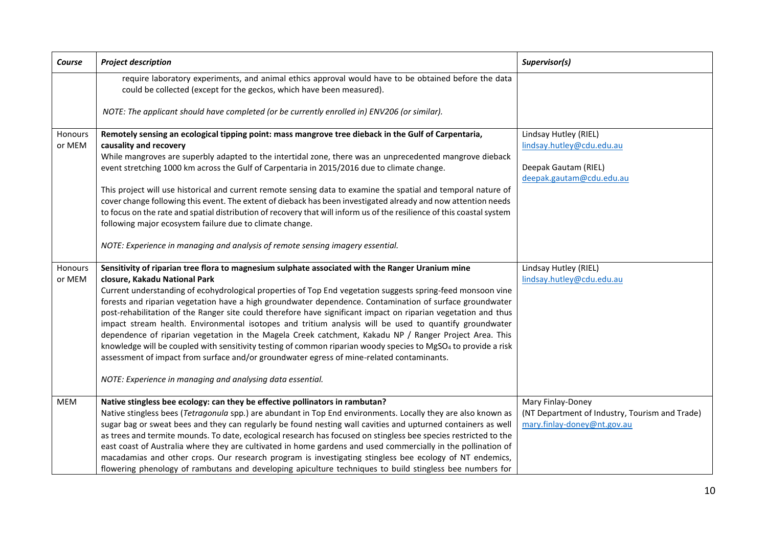| Course | Project description | Supervisor(s) |
|---|---|---|
| | require laboratory experiments, and animal ethics approval would have to be obtained before the data could be collected (except for the geckos, which have been measured).<br><br>*NOTE: The applicant should have completed (or be currently enrolled in) ENV206 (or similar).* | |
| Honours or MEM | **Remotely sensing an ecological tipping point: mass mangrove tree dieback in the Gulf of Carpentaria, causality and recovery**<br>While mangroves are superbly adapted to the intertidal zone, there was an unprecedented mangrove dieback event stretching 1000 km across the Gulf of Carpentaria in 2015/2016 due to climate change.<br><br>This project will use historical and current remote sensing data to examine the spatial and temporal nature of cover change following this event. The extent of dieback has been investigated already and now attention needs to focus on the rate and spatial distribution of recovery that will inform us of the resilience of this coastal system following major ecosystem failure due to climate change.<br><br>*NOTE: Experience in managing and analysis of remote sensing imagery essential.* | Lindsay Hutley (RIEL)<br>lindsay.hutley@cdu.edu.au<br><br>Deepak Gautam (RIEL)<br>deepak.gautam@cdu.edu.au |
| Honours or MEM | **Sensitivity of riparian tree flora to magnesium sulphate associated with the Ranger Uranium mine closure, Kakadu National Park**<br>Current understanding of ecohydrological properties of Top End vegetation suggests spring-feed monsoon vine forests and riparian vegetation have a high groundwater dependence. Contamination of surface groundwater post-rehabilitation of the Ranger site could therefore have significant impact on riparian vegetation and thus impact stream health. Environmental isotopes and tritium analysis will be used to quantify groundwater dependence of riparian vegetation in the Magela Creek catchment, Kakadu NP / Ranger Project Area. This knowledge will be coupled with sensitivity testing of common riparian woody species to $MgSO_4$ to provide a risk assessment of impact from surface and/or groundwater egress of mine-related contaminants.<br><br>*NOTE: Experience in managing and analysing data essential.* | Lindsay Hutley (RIEL)<br>lindsay.hutley@cdu.edu.au |
| MEM | **Native stingless bee ecology: can they be effective pollinators in rambutan?**<br>Native stingless bees (*Tetragonula* spp.) are abundant in Top End environments. Locally they are also known as sugar bag or sweat bees and they can regularly be found nesting wall cavities and upturned containers as well as trees and termite mounds. To date, ecological research has focused on stingless bee species restricted to the east coast of Australia where they are cultivated in home gardens and used commercially in the pollination of macadamias and other crops. Our research program is investigating stingless bee ecology of NT endemics, flowering phenology of rambutans and developing apiculture techniques to build stingless bee numbers for | Mary Finlay-Doney<br>(NT Department of Industry, Tourism and Trade)<br>mary.finlay-doney@nt.gov.au |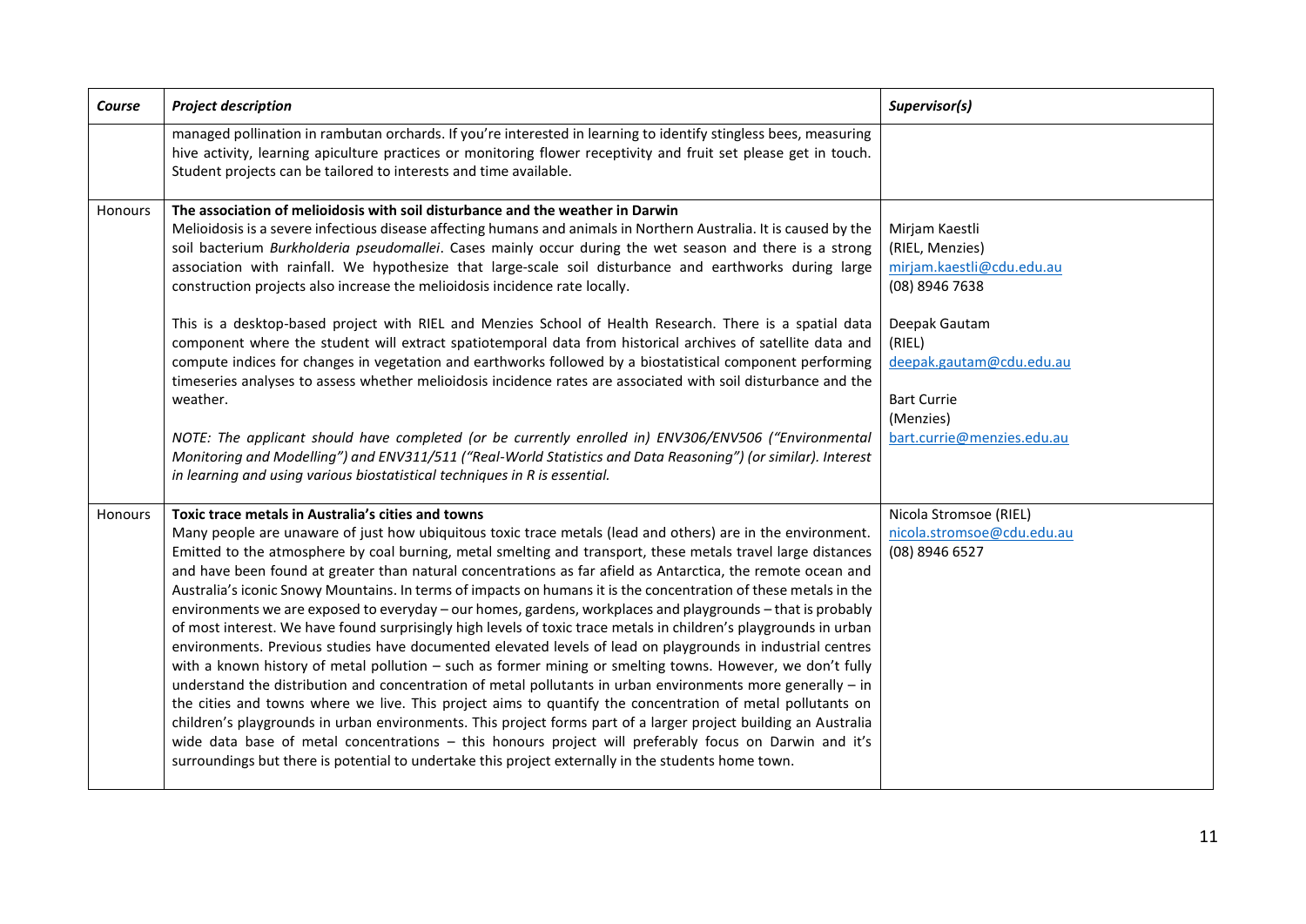| *Course* | *Project description* | *Supervisor(s)* |
|---|---|---|
| | managed pollination in rambutan orchards. If you're interested in learning to identify stingless bees, measuring hive activity, learning apiculture practices or monitoring flower receptivity and fruit set please get in touch. Student projects can be tailored to interests and time available. | |
| Honours | **The association of melioidosis with soil disturbance and the weather in Darwin**<br>Melioidosis is a severe infectious disease affecting humans and animals in Northern Australia. It is caused by the soil bacterium *Burkholderia pseudomallei*. Cases mainly occur during the wet season and there is a strong association with rainfall. We hypothesize that large-scale soil disturbance and earthworks during large construction projects also increase the melioidosis incidence rate locally.<br><br>This is a desktop-based project with RIEL and Menzies School of Health Research. There is a spatial data component where the student will extract spatiotemporal data from historical archives of satellite data and compute indices for changes in vegetation and earthworks followed by a biostatistical component performing timeseries analyses to assess whether melioidosis incidence rates are associated with soil disturbance and the weather.<br><br>*NOTE: The applicant should have completed (or be currently enrolled in) ENV306/ENV506 ("Environmental Monitoring and Modelling") and ENV311/511 ("Real-World Statistics and Data Reasoning") (or similar). Interest in learning and using various biostatistical techniques in R is essential.* | Mirjam Kaestli<br>(RIEL, Menzies)<br>mirjam.kaestli@cdu.edu.au<br>(08) 8946 7638<br><br>Deepak Gautam<br>(RIEL)<br>deepak.gautam@cdu.edu.au<br><br>Bart Currie<br>(Menzies)<br>bart.currie@menzies.edu.au |
| Honours | **Toxic trace metals in Australia's cities and towns**<br>Many people are unaware of just how ubiquitous toxic trace metals (lead and others) are in the environment. Emitted to the atmosphere by coal burning, metal smelting and transport, these metals travel large distances and have been found at greater than natural concentrations as far afield as Antarctica, the remote ocean and Australia's iconic Snowy Mountains. In terms of impacts on humans it is the concentration of these metals in the environments we are exposed to everyday – our homes, gardens, workplaces and playgrounds – that is probably of most interest. We have found surprisingly high levels of toxic trace metals in children's playgrounds in urban environments. Previous studies have documented elevated levels of lead on playgrounds in industrial centres with a known history of metal pollution – such as former mining or smelting towns. However, we don't fully understand the distribution and concentration of metal pollutants in urban environments more generally – in the cities and towns where we live. This project aims to quantify the concentration of metal pollutants on children's playgrounds in urban environments. This project forms part of a larger project building an Australia wide data base of metal concentrations – this honours project will preferably focus on Darwin and it's surroundings but there is potential to undertake this project externally in the students home town. | Nicola Stromsoe (RIEL)<br>nicola.stromsoe@cdu.edu.au<br>(08) 8946 6527 |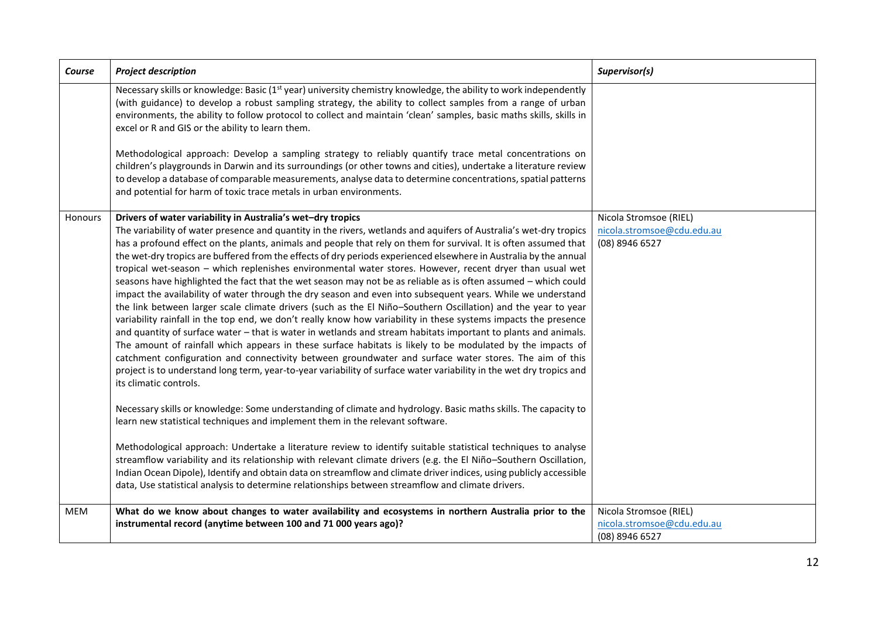| *Course* | *Project description* | *Supervisor(s)* |
|---|---|---|
| | Necessary skills or knowledge: Basic (1st year) university chemistry knowledge, the ability to work independently (with guidance) to develop a robust sampling strategy, the ability to collect samples from a range of urban environments, the ability to follow protocol to collect and maintain 'clean' samples, basic maths skills, skills in excel or R and GIS or the ability to learn them.<br><br>Methodological approach: Develop a sampling strategy to reliably quantify trace metal concentrations on children's playgrounds in Darwin and its surroundings (or other towns and cities), undertake a literature review to develop a database of comparable measurements, analyse data to determine concentrations, spatial patterns and potential for harm of toxic trace metals in urban environments. | |
| Honours | **Drivers of water variability in Australia's wet–dry tropics**<br>The variability of water presence and quantity in the rivers, wetlands and aquifers of Australia's wet-dry tropics has a profound effect on the plants, animals and people that rely on them for survival. It is often assumed that the wet-dry tropics are buffered from the effects of dry periods experienced elsewhere in Australia by the annual tropical wet-season – which replenishes environmental water stores. However, recent dryer than usual wet seasons have highlighted the fact that the wet season may not be as reliable as is often assumed – which could impact the availability of water through the dry season and even into subsequent years. While we understand the link between larger scale climate drivers (such as the El Niño–Southern Oscillation) and the year to year variability rainfall in the top end, we don't really know how variability in these systems impacts the presence and quantity of surface water – that is water in wetlands and stream habitats important to plants and animals. The amount of rainfall which appears in these surface habitats is likely to be modulated by the impacts of catchment configuration and connectivity between groundwater and surface water stores. The aim of this project is to understand long term, year-to-year variability of surface water variability in the wet dry tropics and its climatic controls.<br><br>Necessary skills or knowledge: Some understanding of climate and hydrology. Basic maths skills. The capacity to learn new statistical techniques and implement them in the relevant software.<br><br>Methodological approach: Undertake a literature review to identify suitable statistical techniques to analyse streamflow variability and its relationship with relevant climate drivers (e.g. the El Niño–Southern Oscillation, Indian Ocean Dipole), Identify and obtain data on streamflow and climate driver indices, using publicly accessible data, Use statistical analysis to determine relationships between streamflow and climate drivers. | Nicola Stromsoe (RIEL)<br>nicola.stromsoe@cdu.edu.au<br>(08) 8946 6527 |
| MEM | **What do we know about changes to water availability and ecosystems in northern Australia prior to the instrumental record (anytime between 100 and 71 000 years ago)?** | Nicola Stromsoe (RIEL)<br>nicola.stromsoe@cdu.edu.au<br>(08) 8946 6527 |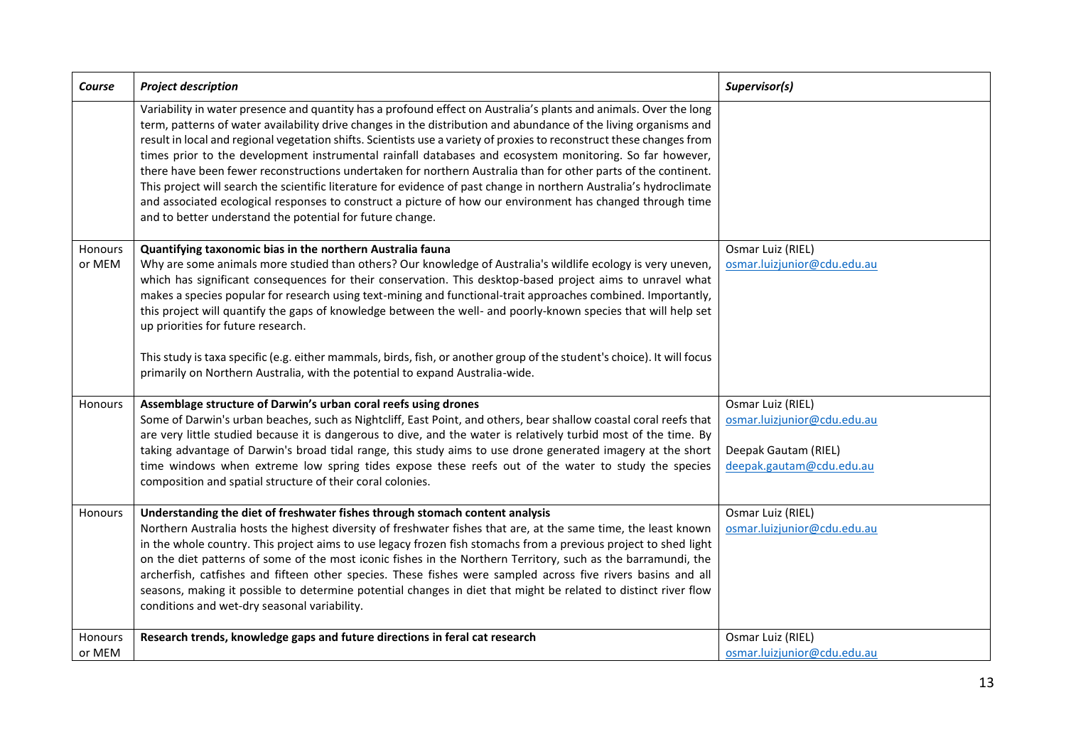| *Course* | *Project description* | *Supervisor(s)* |
|---|---|---|
| | Variability in water presence and quantity has a profound effect on Australia's plants and animals. Over the long term, patterns of water availability drive changes in the distribution and abundance of the living organisms and result in local and regional vegetation shifts. Scientists use a variety of proxies to reconstruct these changes from times prior to the development instrumental rainfall databases and ecosystem monitoring. So far however, there have been fewer reconstructions undertaken for northern Australia than for other parts of the continent. This project will search the scientific literature for evidence of past change in northern Australia's hydroclimate and associated ecological responses to construct a picture of how our environment has changed through time and to better understand the potential for future change. | |
| Honours or MEM | **Quantifying taxonomic bias in the northern Australia fauna**<br>Why are some animals more studied than others? Our knowledge of Australia's wildlife ecology is very uneven, which has significant consequences for their conservation. This desktop-based project aims to unravel what makes a species popular for research using text-mining and functional-trait approaches combined. Importantly, this project will quantify the gaps of knowledge between the well- and poorly-known species that will help set up priorities for future research.<br><br>This study is taxa specific (e.g. either mammals, birds, fish, or another group of the student's choice). It will focus primarily on Northern Australia, with the potential to expand Australia-wide. | Osmar Luiz (RIEL)<br>osmar.luizjunior@cdu.edu.au |
| Honours | **Assemblage structure of Darwin's urban coral reefs using drones**<br>Some of Darwin's urban beaches, such as Nightcliff, East Point, and others, bear shallow coastal coral reefs that are very little studied because it is dangerous to dive, and the water is relatively turbid most of the time. By taking advantage of Darwin's broad tidal range, this study aims to use drone generated imagery at the short time windows when extreme low spring tides expose these reefs out of the water to study the species composition and spatial structure of their coral colonies. | Osmar Luiz (RIEL)<br>osmar.luizjunior@cdu.edu.au<br><br>Deepak Gautam (RIEL)<br>deepak.gautam@cdu.edu.au |
| Honours | **Understanding the diet of freshwater fishes through stomach content analysis**<br>Northern Australia hosts the highest diversity of freshwater fishes that are, at the same time, the least known in the whole country. This project aims to use legacy frozen fish stomachs from a previous project to shed light on the diet patterns of some of the most iconic fishes in the Northern Territory, such as the barramundi, the archerfish, catfishes and fifteen other species. These fishes were sampled across five rivers basins and all seasons, making it possible to determine potential changes in diet that might be related to distinct river flow conditions and wet-dry seasonal variability. | Osmar Luiz (RIEL)<br>osmar.luizjunior@cdu.edu.au |
| Honours or MEM | **Research trends, knowledge gaps and future directions in feral cat research** | Osmar Luiz (RIEL)<br>osmar.luizjunior@cdu.edu.au |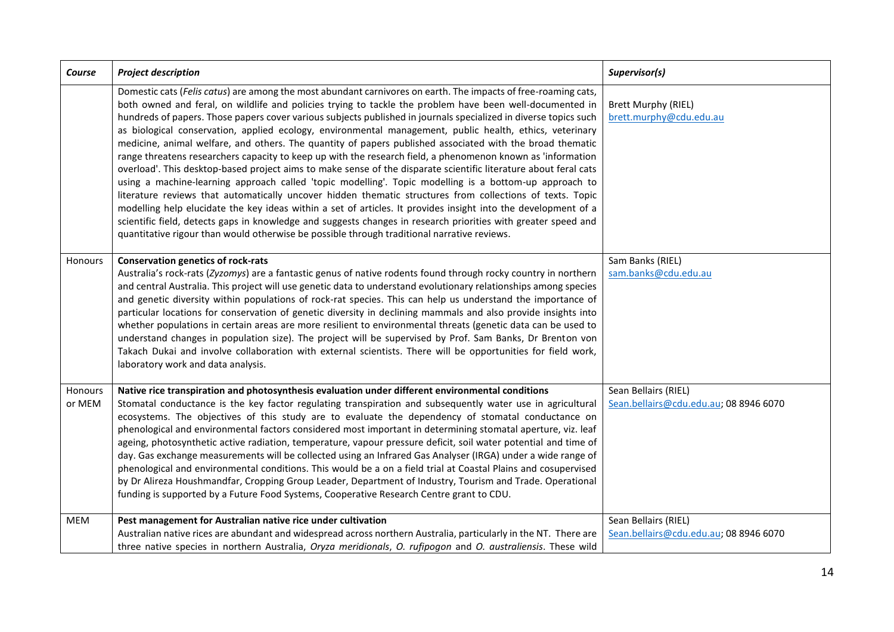| *Course* | *Project description* | *Supervisor(s)* |
| --- | --- | --- |
| | Domestic cats (*Felis catus*) are among the most abundant carnivores on earth. The impacts of free-roaming cats, both owned and feral, on wildlife and policies trying to tackle the problem have been well-documented in hundreds of papers. Those papers cover various subjects published in journals specialized in diverse topics such as biological conservation, applied ecology, environmental management, public health, ethics, veterinary medicine, animal welfare, and others. The quantity of papers published associated with the broad thematic range threatens researchers capacity to keep up with the research field, a phenomenon known as 'information overload'. This desktop-based project aims to make sense of the disparate scientific literature about feral cats using a machine-learning approach called 'topic modelling'. Topic modelling is a bottom-up approach to literature reviews that automatically uncover hidden thematic structures from collections of texts. Topic modelling help elucidate the key ideas within a set of articles. It provides insight into the development of a scientific field, detects gaps in knowledge and suggests changes in research priorities with greater speed and quantitative rigour than would otherwise be possible through traditional narrative reviews. | Brett Murphy (RIEL) brett.murphy@cdu.edu.au |
| Honours | **Conservation genetics of rock-rats** Australia's rock-rats (*Zyzomys*) are a fantastic genus of native rodents found through rocky country in northern and central Australia. This project will use genetic data to understand evolutionary relationships among species and genetic diversity within populations of rock-rat species. This can help us understand the importance of particular locations for conservation of genetic diversity in declining mammals and also provide insights into whether populations in certain areas are more resilient to environmental threats (genetic data can be used to understand changes in population size). The project will be supervised by Prof. Sam Banks, Dr Brenton von Takach Dukai and involve collaboration with external scientists. There will be opportunities for field work, laboratory work and data analysis. | Sam Banks (RIEL) sam.banks@cdu.edu.au |
| Honours or MEM | **Native rice transpiration and photosynthesis evaluation under different environmental conditions** Stomatal conductance is the key factor regulating transpiration and subsequently water use in agricultural ecosystems. The objectives of this study are to evaluate the dependency of stomatal conductance on phenological and environmental factors considered most important in determining stomatal aperture, viz. leaf ageing, photosynthetic active radiation, temperature, vapour pressure deficit, soil water potential and time of day. Gas exchange measurements will be collected using an Infrared Gas Analyser (IRGA) under a wide range of phenological and environmental conditions. This would be a on a field trial at Coastal Plains and cosupervised by Dr Alireza Houshmandfar, Cropping Group Leader, Department of Industry, Tourism and Trade. Operational funding is supported by a Future Food Systems, Cooperative Research Centre grant to CDU. | Sean Bellairs (RIEL) Sean.bellairs@cdu.edu.au; 08 8946 6070 |
| MEM | **Pest management for Australian native rice under cultivation** Australian native rices are abundant and widespread across northern Australia, particularly in the NT. There are three native species in northern Australia, *Oryza meridionals*, *O. rufipogon* and *O. australiensis*. These wild | Sean Bellairs (RIEL) Sean.bellairs@cdu.edu.au; 08 8946 6070 |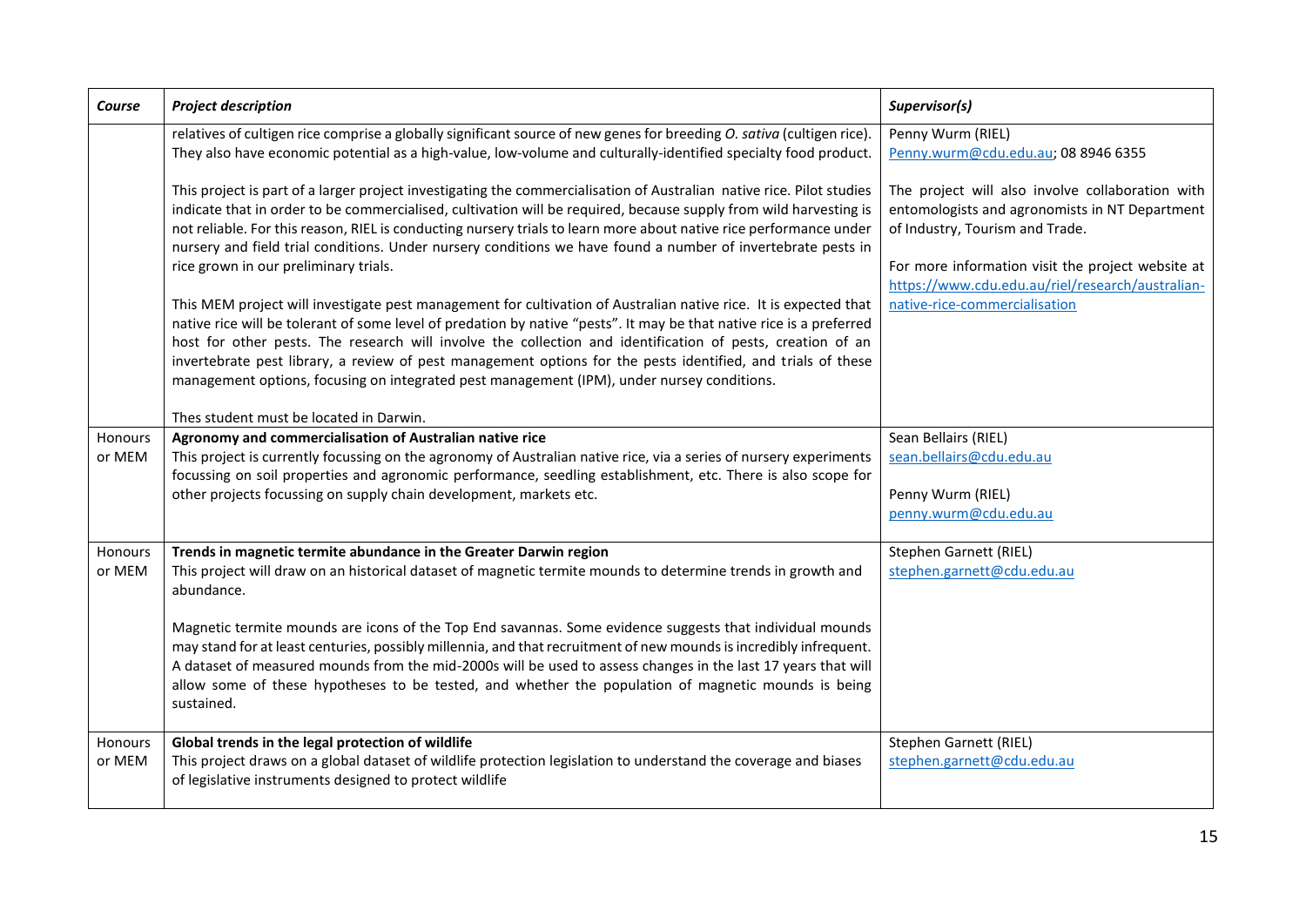| *Course* | *Project description* | *Supervisor(s)* |
|---|---|---|
| | relatives of cultigen rice comprise a globally significant source of new genes for breeding *O. sativa* (cultigen rice). They also have economic potential as a high-value, low-volume and culturally-identified specialty food product.<br><br>This project is part of a larger project investigating the commercialisation of Australian native rice. Pilot studies indicate that in order to be commercialised, cultivation will be required, because supply from wild harvesting is not reliable. For this reason, RIEL is conducting nursery trials to learn more about native rice performance under nursery and field trial conditions. Under nursery conditions we have found a number of invertebrate pests in rice grown in our preliminary trials.<br><br>This MEM project will investigate pest management for cultivation of Australian native rice. It is expected that native rice will be tolerant of some level of predation by native "pests". It may be that native rice is a preferred host for other pests. The research will involve the collection and identification of pests, creation of an invertebrate pest library, a review of pest management options for the pests identified, and trials of these management options, focusing on integrated pest management (IPM), under nursey conditions.<br><br>Thes student must be located in Darwin. | Penny Wurm (RIEL)<br>Penny.wurm@cdu.edu.au; 08 8946 6355<br><br>The project will also involve collaboration with entomologists and agronomists in NT Department of Industry, Tourism and Trade.<br><br>For more information visit the project website at https://www.cdu.edu.au/riel/research/australian-native-rice-commercialisation |
| Honours or MEM | **Agronomy and commercialisation of Australian native rice**<br>This project is currently focussing on the agronomy of Australian native rice, via a series of nursery experiments focussing on soil properties and agronomic performance, seedling establishment, etc. There is also scope for other projects focussing on supply chain development, markets etc. | Sean Bellairs (RIEL)<br>sean.bellairs@cdu.edu.au<br><br>Penny Wurm (RIEL)<br>penny.wurm@cdu.edu.au |
| Honours or MEM | **Trends in magnetic termite abundance in the Greater Darwin region**<br>This project will draw on an historical dataset of magnetic termite mounds to determine trends in growth and abundance.<br><br>Magnetic termite mounds are icons of the Top End savannas. Some evidence suggests that individual mounds may stand for at least centuries, possibly millennia, and that recruitment of new mounds is incredibly infrequent. A dataset of measured mounds from the mid-2000s will be used to assess changes in the last 17 years that will allow some of these hypotheses to be tested, and whether the population of magnetic mounds is being sustained. | Stephen Garnett (RIEL)<br>stephen.garnett@cdu.edu.au |
| Honours or MEM | **Global trends in the legal protection of wildlife**<br>This project draws on a global dataset of wildlife protection legislation to understand the coverage and biases of legislative instruments designed to protect wildlife | Stephen Garnett (RIEL)<br>stephen.garnett@cdu.edu.au |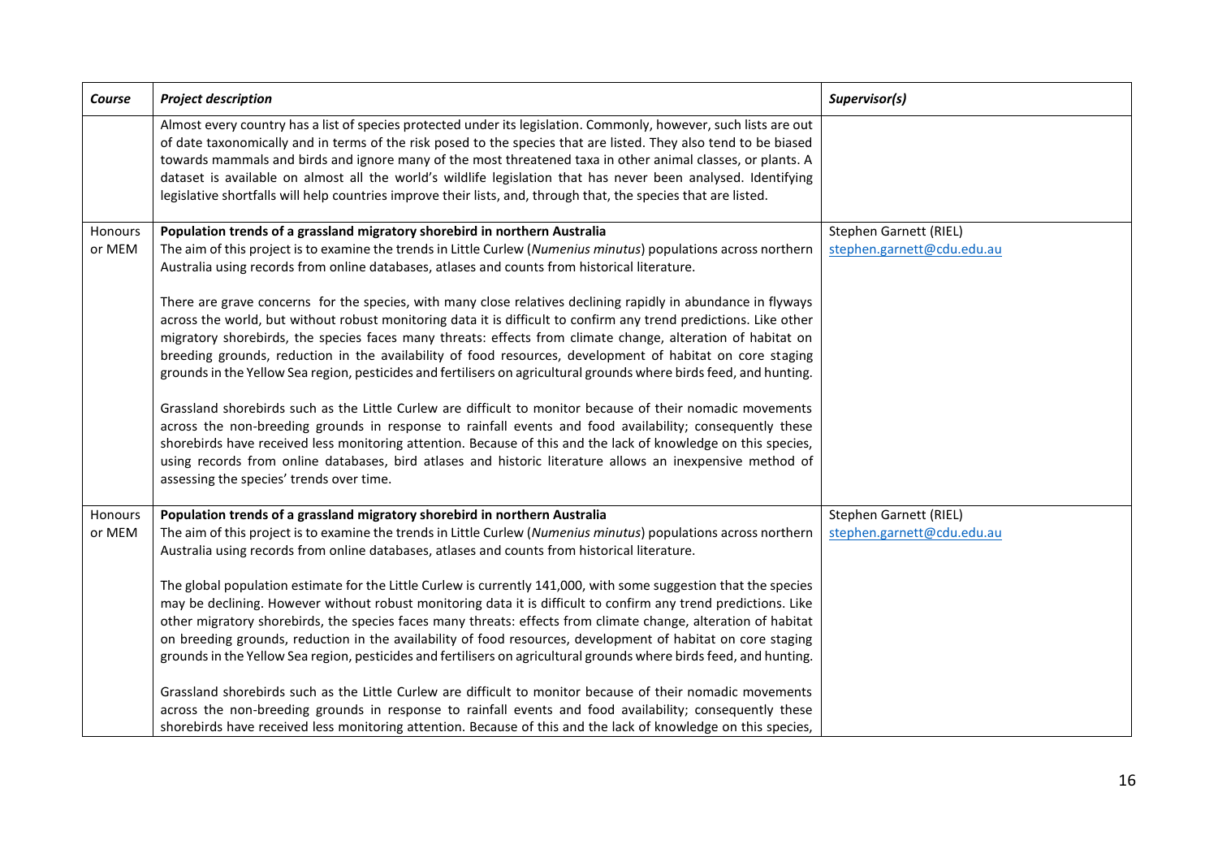| *Course* | *Project description* | *Supervisor(s)* |
|---|---|---|
| | Almost every country has a list of species protected under its legislation. Commonly, however, such lists are out of date taxonomically and in terms of the risk posed to the species that are listed. They also tend to be biased towards mammals and birds and ignore many of the most threatened taxa in other animal classes, or plants. A dataset is available on almost all the world's wildlife legislation that has never been analysed. Identifying legislative shortfalls will help countries improve their lists, and, through that, the species that are listed. | |
| Honours or MEM | **Population trends of a grassland migratory shorebird in northern Australia**<br>The aim of this project is to examine the trends in Little Curlew (*Numenius minutus*) populations across northern Australia using records from online databases, atlases and counts from historical literature.<br><br>There are grave concerns for the species, with many close relatives declining rapidly in abundance in flyways across the world, but without robust monitoring data it is difficult to confirm any trend predictions. Like other migratory shorebirds, the species faces many threats: effects from climate change, alteration of habitat on breeding grounds, reduction in the availability of food resources, development of habitat on core staging grounds in the Yellow Sea region, pesticides and fertilisers on agricultural grounds where birds feed, and hunting.<br><br>Grassland shorebirds such as the Little Curlew are difficult to monitor because of their nomadic movements across the non-breeding grounds in response to rainfall events and food availability; consequently these shorebirds have received less monitoring attention. Because of this and the lack of knowledge on this species, using records from online databases, bird atlases and historic literature allows an inexpensive method of assessing the species' trends over time. | Stephen Garnett (RIEL)<br>stephen.garnett@cdu.edu.au |
| Honours or MEM | **Population trends of a grassland migratory shorebird in northern Australia**<br>The aim of this project is to examine the trends in Little Curlew (*Numenius minutus*) populations across northern Australia using records from online databases, atlases and counts from historical literature.<br><br>The global population estimate for the Little Curlew is currently 141,000, with some suggestion that the species may be declining. However without robust monitoring data it is difficult to confirm any trend predictions. Like other migratory shorebirds, the species faces many threats: effects from climate change, alteration of habitat on breeding grounds, reduction in the availability of food resources, development of habitat on core staging grounds in the Yellow Sea region, pesticides and fertilisers on agricultural grounds where birds feed, and hunting.<br><br>Grassland shorebirds such as the Little Curlew are difficult to monitor because of their nomadic movements across the non-breeding grounds in response to rainfall events and food availability; consequently these shorebirds have received less monitoring attention. Because of this and the lack of knowledge on this species, | Stephen Garnett (RIEL)<br>stephen.garnett@cdu.edu.au |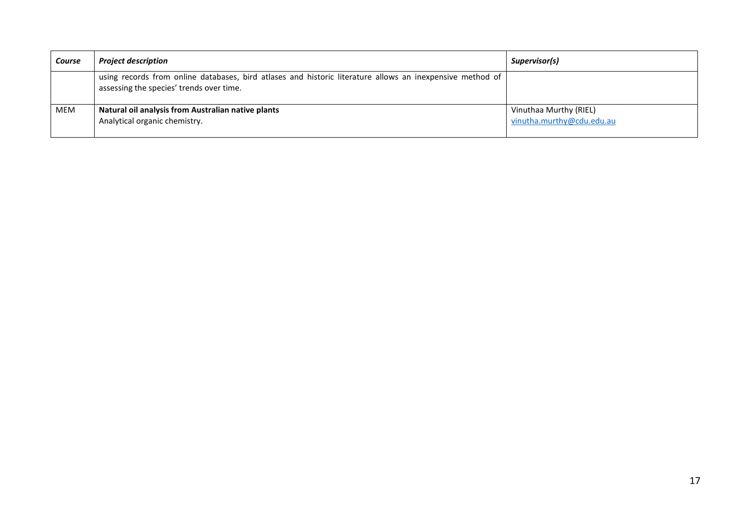| ***Course*** | ***Project description*** | ***Supervisor(s)*** |
| --- | --- | --- |
| | using records from online databases, bird atlases and historic literature allows an inexpensive method of assessing the species' trends over time. | |
| MEM | **Natural oil analysis from Australian native plants**<br>Analytical organic chemistry. | Vinuthaa Murthy (RIEL)<br>vinutha.murthy@cdu.edu.au |